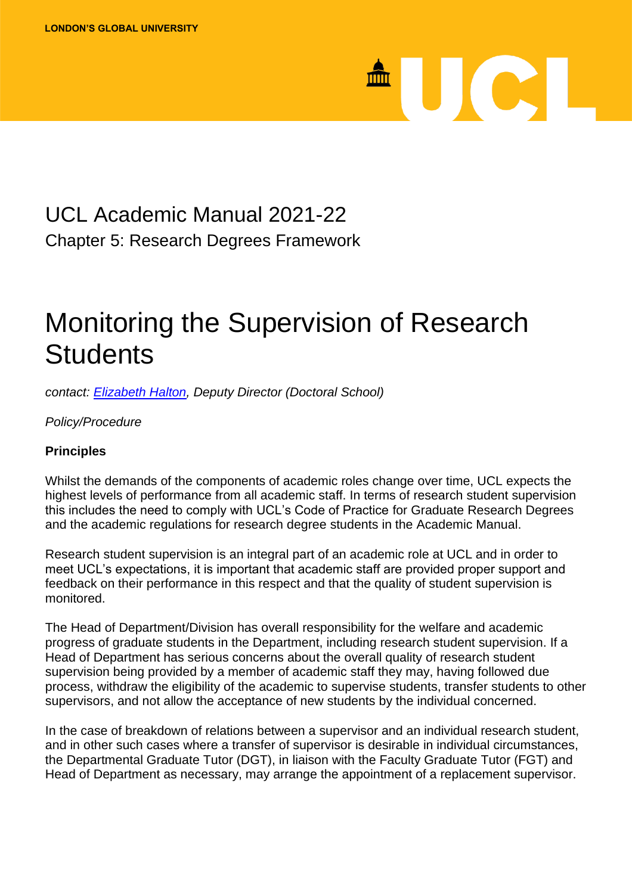LONDON'S GLOBAL UNIVERSITY

# UCL Academic Manual 2021-22

## Chapter 5: Research Degrees Framework

# Monitoring the Supervision of Research Students

*contact: [Elizabeth Halton](), Deputy Director (Doctoral School)*

*Policy/Procedure*

**Principles**

Whilst the demands of the components of academic roles change over time, UCL expects the highest levels of performance from all academic staff. In terms of research student supervision this includes the need to comply with UCL's Code of Practice for Graduate Research Degrees and the academic regulations for research degree students in the Academic Manual.

Research student supervision is an integral part of an academic role at UCL and in order to meet UCL's expectations, it is important that academic staff are provided proper support and feedback on their performance in this respect and that the quality of student supervision is monitored.

The Head of Department/Division has overall responsibility for the welfare and academic progress of graduate students in the Department, including research student supervision. If a Head of Department has serious concerns about the overall quality of research student supervision being provided by a member of academic staff they may, having followed due process, withdraw the eligibility of the academic to supervise students, transfer students to other supervisors, and not allow the acceptance of new students by the individual concerned.

In the case of breakdown of relations between a supervisor and an individual research student, and in other such cases where a transfer of supervisor is desirable in individual circumstances, the Departmental Graduate Tutor (DGT), in liaison with the Faculty Graduate Tutor (FGT) and Head of Department as necessary, may arrange the appointment of a replacement supervisor.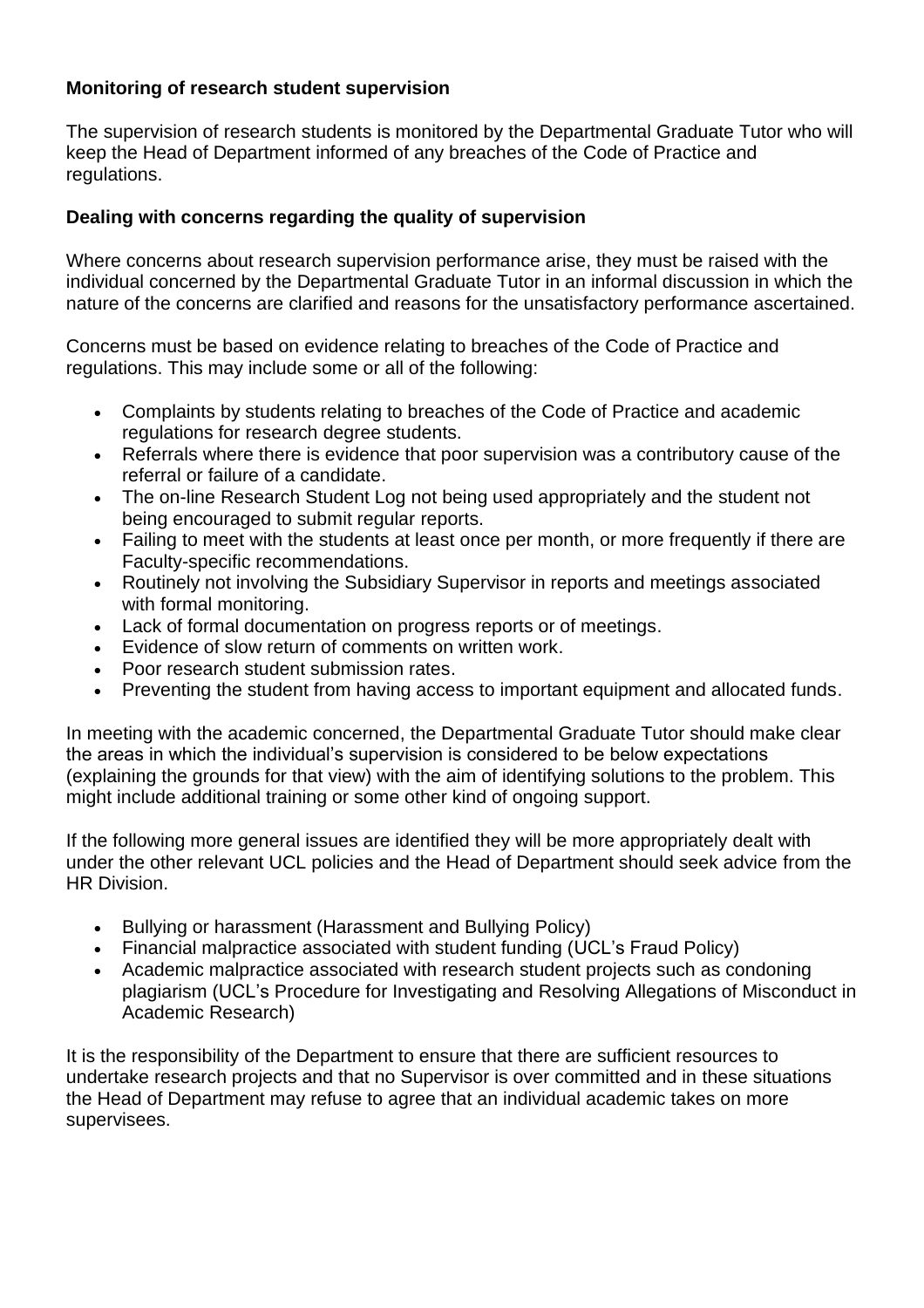**Monitoring of research student supervision**

The supervision of research students is monitored by the Departmental Graduate Tutor who will keep the Head of Department informed of any breaches of the Code of Practice and regulations.

**Dealing with concerns regarding the quality of supervision**

Where concerns about research supervision performance arise, they must be raised with the individual concerned by the Departmental Graduate Tutor in an informal discussion in which the nature of the concerns are clarified and reasons for the unsatisfactory performance ascertained.

Concerns must be based on evidence relating to breaches of the Code of Practice and regulations. This may include some or all of the following:

- Complaints by students relating to breaches of the Code of Practice and academic regulations for research degree students.
- Referrals where there is evidence that poor supervision was a contributory cause of the referral or failure of a candidate.
- The on-line Research Student Log not being used appropriately and the student not being encouraged to submit regular reports.
- Failing to meet with the students at least once per month, or more frequently if there are Faculty-specific recommendations.
- Routinely not involving the Subsidiary Supervisor in reports and meetings associated with formal monitoring.
- Lack of formal documentation on progress reports or of meetings.
- Evidence of slow return of comments on written work.
- Poor research student submission rates.
- Preventing the student from having access to important equipment and allocated funds.

In meeting with the academic concerned, the Departmental Graduate Tutor should make clear the areas in which the individual's supervision is considered to be below expectations (explaining the grounds for that view) with the aim of identifying solutions to the problem. This might include additional training or some other kind of ongoing support.

If the following more general issues are identified they will be more appropriately dealt with under the other relevant UCL policies and the Head of Department should seek advice from the HR Division.

- Bullying or harassment (Harassment and Bullying Policy)
- Financial malpractice associated with student funding (UCL's Fraud Policy)
- Academic malpractice associated with research student projects such as condoning plagiarism (UCL's Procedure for Investigating and Resolving Allegations of Misconduct in Academic Research)

It is the responsibility of the Department to ensure that there are sufficient resources to undertake research projects and that no Supervisor is over committed and in these situations the Head of Department may refuse to agree that an individual academic takes on more supervisees.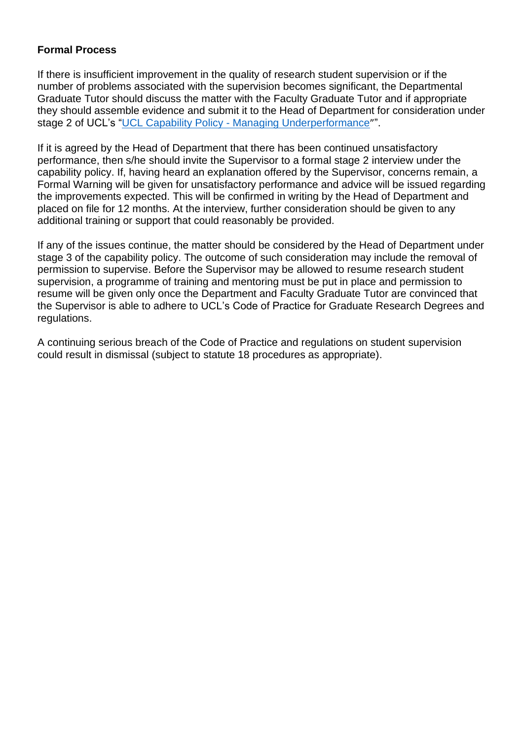**Formal Process**

If there is insufficient improvement in the quality of research student supervision or if the number of problems associated with the supervision becomes significant, the Departmental Graduate Tutor should discuss the matter with the Faculty Graduate Tutor and if appropriate they should assemble evidence and submit it to the Head of Department for consideration under stage 2 of UCL's "UCL Capability Policy - Managing Underperformance"".

If it is agreed by the Head of Department that there has been continued unsatisfactory performance, then s/he should invite the Supervisor to a formal stage 2 interview under the capability policy. If, having heard an explanation offered by the Supervisor, concerns remain, a Formal Warning will be given for unsatisfactory performance and advice will be issued regarding the improvements expected. This will be confirmed in writing by the Head of Department and placed on file for 12 months. At the interview, further consideration should be given to any additional training or support that could reasonably be provided.

If any of the issues continue, the matter should be considered by the Head of Department under stage 3 of the capability policy. The outcome of such consideration may include the removal of permission to supervise. Before the Supervisor may be allowed to resume research student supervision, a programme of training and mentoring must be put in place and permission to resume will be given only once the Department and Faculty Graduate Tutor are convinced that the Supervisor is able to adhere to UCL's Code of Practice for Graduate Research Degrees and regulations.

A continuing serious breach of the Code of Practice and regulations on student supervision could result in dismissal (subject to statute 18 procedures as appropriate).